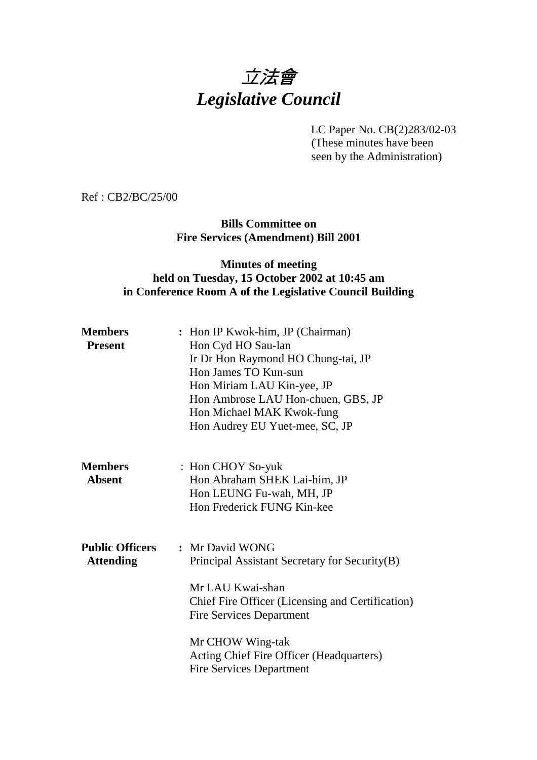# *立法會*
# *Legislative Council*

LC Paper No. CB(2)283/02-03
(These minutes have been seen by the Administration)

Ref : CB2/BC/25/00

**Bills Committee on**
**Fire Services (Amendment) Bill 2001**

**Minutes of meeting**
**held on Tuesday, 15 October 2002 at 10:45 am**
**in Conference Room A of the Legislative Council Building**

| | | |
|---|---|---|
| **Members Present** | : | Hon IP Kwok-him, JP (Chairman)<br>Hon Cyd HO Sau-lan<br>Ir Dr Hon Raymond HO Chung-tai, JP<br>Hon James TO Kun-sun<br>Hon Miriam LAU Kin-yee, JP<br>Hon Ambrose LAU Hon-chuen, GBS, JP<br>Hon Michael MAK Kwok-fung<br>Hon Audrey EU Yuet-mee, SC, JP |
| **Members Absent** | : | Hon CHOY So-yuk<br>Hon Abraham SHEK Lai-him, JP<br>Hon LEUNG Fu-wah, MH, JP<br>Hon Frederick FUNG Kin-kee |
| **Public Officers Attending** | : | Mr David WONG<br>Principal Assistant Secretary for Security(B)<br><br>Mr LAU Kwai-shan<br>Chief Fire Officer (Licensing and Certification)<br>Fire Services Department<br><br>Mr CHOW Wing-tak<br>Acting Chief Fire Officer (Headquarters)<br>Fire Services Department |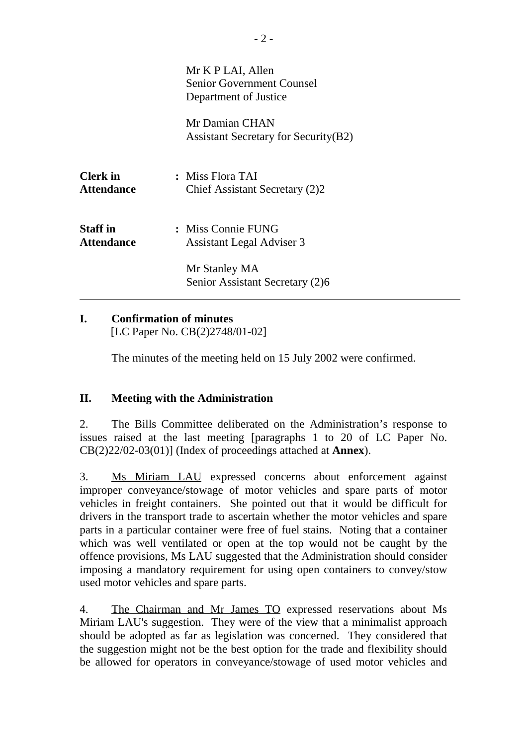Mr K P LAI, Allen
Senior Government Counsel
Department of Justice

Mr Damian CHAN
Assistant Secretary for Security(B2)

| | |
|---|---|
| **Clerk in Attendance** | : Miss Flora TAI<br>Chief Assistant Secretary (2)2 |
| **Staff in Attendance** | : Miss Connie FUNG<br>Assistant Legal Adviser 3<br><br>Mr Stanley MA<br>Senior Assistant Secretary (2)6 |

---

## I. Confirmation of minutes

[LC Paper No. CB(2)2748/01-02]

The minutes of the meeting held on 15 July 2002 were confirmed.

## II. Meeting with the Administration

2. The Bills Committee deliberated on the Administration's response to issues raised at the last meeting [paragraphs 1 to 20 of LC Paper No. CB(2)22/02-03(01)] (Index of proceedings attached at **Annex**).

3. Ms Miriam LAU expressed concerns about enforcement against improper conveyance/stowage of motor vehicles and spare parts of motor vehicles in freight containers. She pointed out that it would be difficult for drivers in the transport trade to ascertain whether the motor vehicles and spare parts in a particular container were free of fuel stains. Noting that a container which was well ventilated or open at the top would not be caught by the offence provisions, Ms LAU suggested that the Administration should consider imposing a mandatory requirement for using open containers to convey/stow used motor vehicles and spare parts.

4. The Chairman and Mr James TO expressed reservations about Ms Miriam LAU's suggestion. They were of the view that a minimalist approach should be adopted as far as legislation was concerned. They considered that the suggestion might not be the best option for the trade and flexibility should be allowed for operators in conveyance/stowage of used motor vehicles and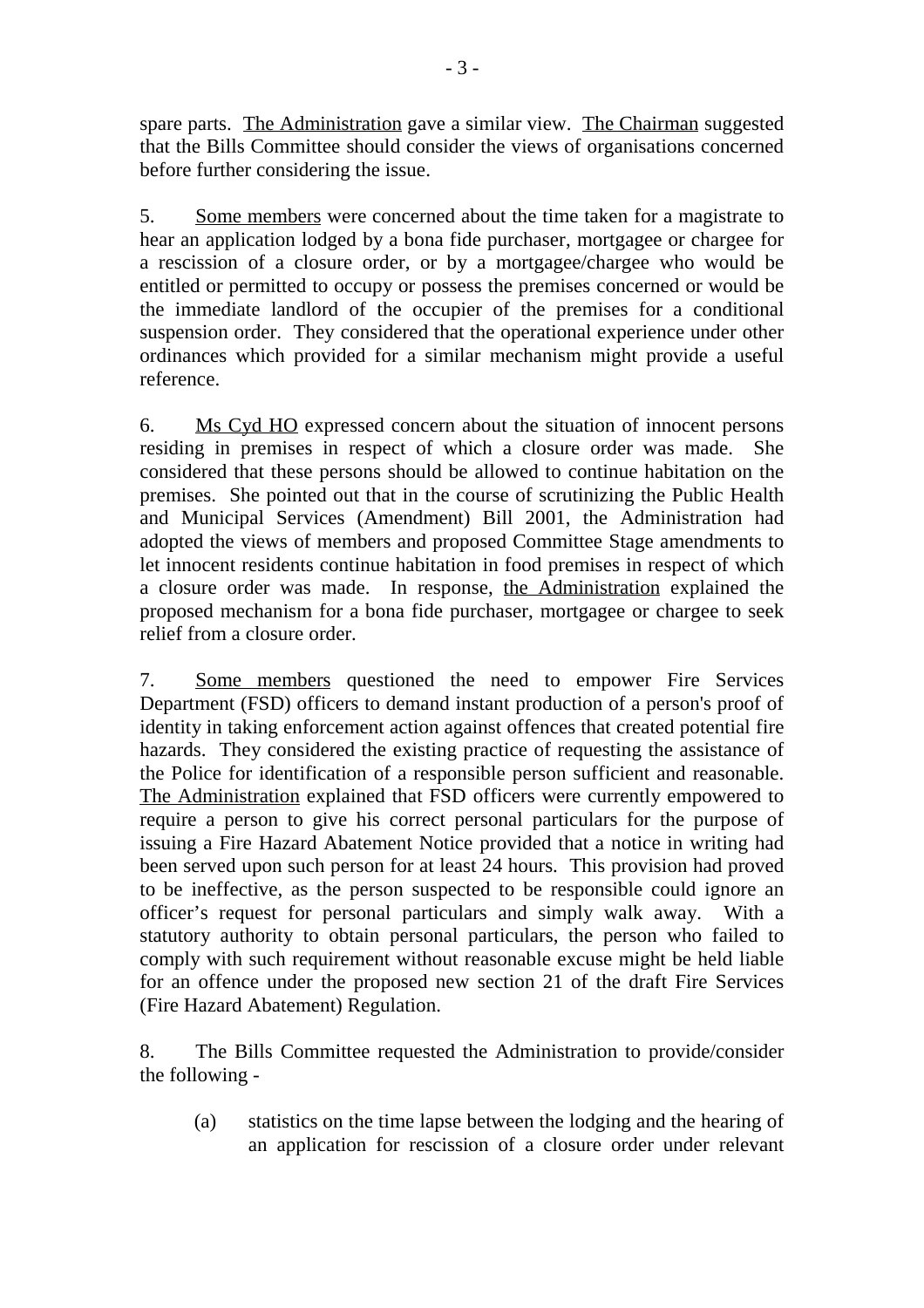spare parts. The Administration gave a similar view. The Chairman suggested that the Bills Committee should consider the views of organisations concerned before further considering the issue.

5. Some members were concerned about the time taken for a magistrate to hear an application lodged by a bona fide purchaser, mortgagee or chargee for a rescission of a closure order, or by a mortgagee/chargee who would be entitled or permitted to occupy or possess the premises concerned or would be the immediate landlord of the occupier of the premises for a conditional suspension order. They considered that the operational experience under other ordinances which provided for a similar mechanism might provide a useful reference.

6. Ms Cyd HO expressed concern about the situation of innocent persons residing in premises in respect of which a closure order was made. She considered that these persons should be allowed to continue habitation on the premises. She pointed out that in the course of scrutinizing the Public Health and Municipal Services (Amendment) Bill 2001, the Administration had adopted the views of members and proposed Committee Stage amendments to let innocent residents continue habitation in food premises in respect of which a closure order was made. In response, the Administration explained the proposed mechanism for a bona fide purchaser, mortgagee or chargee to seek relief from a closure order.

7. Some members questioned the need to empower Fire Services Department (FSD) officers to demand instant production of a person's proof of identity in taking enforcement action against offences that created potential fire hazards. They considered the existing practice of requesting the assistance of the Police for identification of a responsible person sufficient and reasonable. The Administration explained that FSD officers were currently empowered to require a person to give his correct personal particulars for the purpose of issuing a Fire Hazard Abatement Notice provided that a notice in writing had been served upon such person for at least 24 hours. This provision had proved to be ineffective, as the person suspected to be responsible could ignore an officer's request for personal particulars and simply walk away. With a statutory authority to obtain personal particulars, the person who failed to comply with such requirement without reasonable excuse might be held liable for an offence under the proposed new section 21 of the draft Fire Services (Fire Hazard Abatement) Regulation.

8. The Bills Committee requested the Administration to provide/consider the following -

(a) statistics on the time lapse between the lodging and the hearing of an application for rescission of a closure order under relevant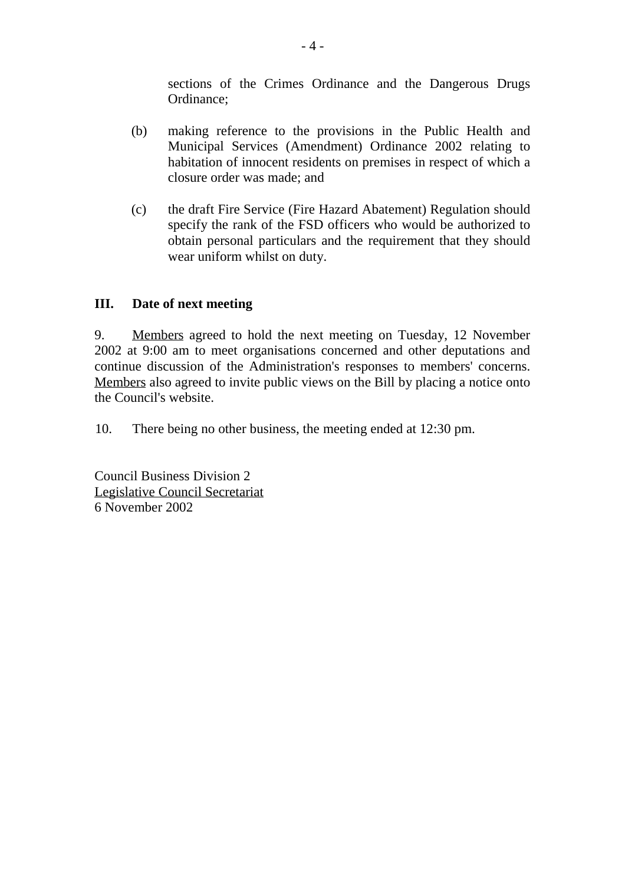sections of the Crimes Ordinance and the Dangerous Drugs Ordinance;

(b) making reference to the provisions in the Public Health and Municipal Services (Amendment) Ordinance 2002 relating to habitation of innocent residents on premises in respect of which a closure order was made; and

(c) the draft Fire Service (Fire Hazard Abatement) Regulation should specify the rank of the FSD officers who would be authorized to obtain personal particulars and the requirement that they should wear uniform whilst on duty.

## III. Date of next meeting

9. Members agreed to hold the next meeting on Tuesday, 12 November 2002 at 9:00 am to meet organisations concerned and other deputations and continue discussion of the Administration's responses to members' concerns. Members also agreed to invite public views on the Bill by placing a notice onto the Council's website.

10. There being no other business, the meeting ended at 12:30 pm.

Council Business Division 2
Legislative Council Secretariat
6 November 2002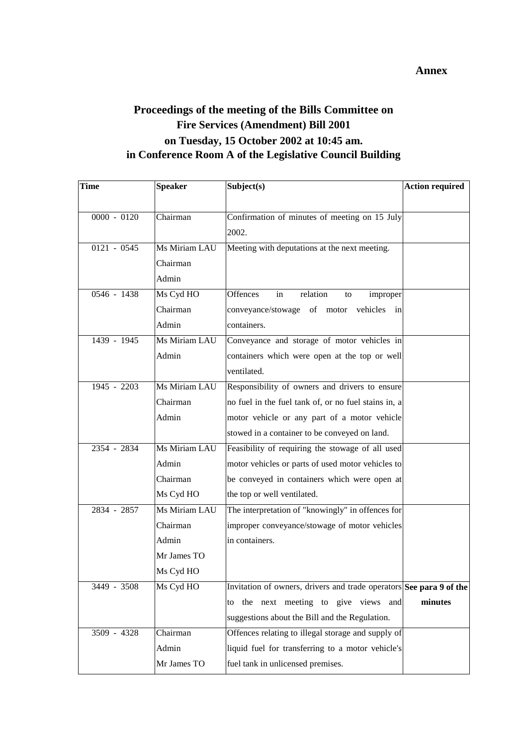**Annex**

# Proceedings of the meeting of the Bills Committee on Fire Services (Amendment) Bill 2001 on Tuesday, 15 October 2002 at 10:45 am. in Conference Room A of the Legislative Council Building

| Time | Speaker | Subject(s) | Action required |
|---|---|---|---|
| 0000 - 0120 | Chairman | Confirmation of minutes of meeting on 15 July 2002. | |
| 0121 - 0545 | Ms Miriam LAU<br>Chairman<br>Admin | Meeting with deputations at the next meeting. | |
| 0546 - 1438 | Ms Cyd HO<br>Chairman<br>Admin | Offences in relation to improper conveyance/stowage of motor vehicles in containers. | |
| 1439 - 1945 | Ms Miriam LAU<br>Admin | Conveyance and storage of motor vehicles in containers which were open at the top or well ventilated. | |
| 1945 - 2203 | Ms Miriam LAU<br>Chairman<br>Admin | Responsibility of owners and drivers to ensure no fuel in the fuel tank of, or no fuel stains in, a motor vehicle or any part of a motor vehicle stowed in a container to be conveyed on land. | |
| 2354 - 2834 | Ms Miriam LAU<br>Admin<br>Chairman<br>Ms Cyd HO | Feasibility of requiring the stowage of all used motor vehicles or parts of used motor vehicles to be conveyed in containers which were open at the top or well ventilated. | |
| 2834 - 2857 | Ms Miriam LAU<br>Chairman<br>Admin<br>Mr James TO<br>Ms Cyd HO | The interpretation of "knowingly" in offences for improper conveyance/stowage of motor vehicles in containers. | |
| 3449 - 3508 | Ms Cyd HO | Invitation of owners, drivers and trade operators to the next meeting to give views and suggestions about the Bill and the Regulation. | **See para 9 of the minutes** |
| 3509 - 4328 | Chairman<br>Admin<br>Mr James TO | Offences relating to illegal storage and supply of liquid fuel for transferring to a motor vehicle's fuel tank in unlicensed premises. | |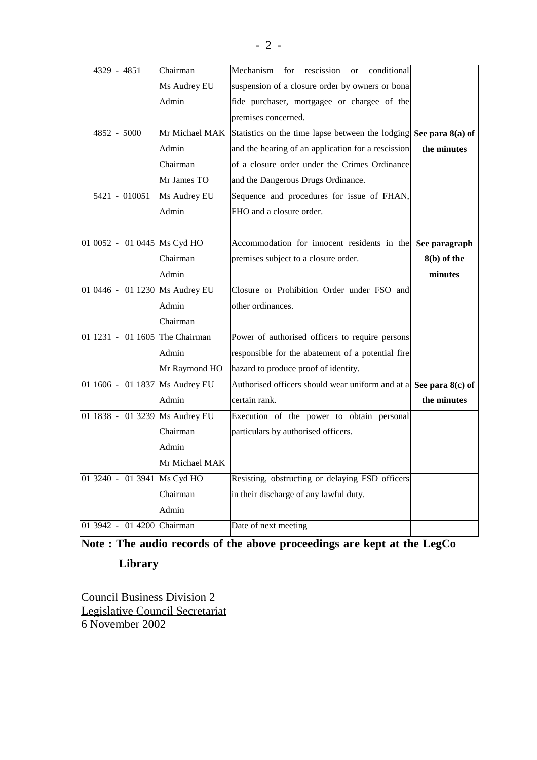| | | | |
|---|---|---|---|
| 4329 - 4851 | Chairman<br>Ms Audrey EU<br>Admin | Mechanism for rescission or conditional suspension of a closure order by owners or bona fide purchaser, mortgagee or chargee of the premises concerned. | |
| 4852 - 5000 | Mr Michael MAK<br>Admin<br>Chairman<br>Mr James TO | Statistics on the time lapse between the lodging and the hearing of an application for a rescission of a closure order under the Crimes Ordinance and the Dangerous Drugs Ordinance. | **See para 8(a) of the minutes** |
| 5421 - 010051 | Ms Audrey EU<br>Admin | Sequence and procedures for issue of FHAN, FHO and a closure order. | |
| 01 0052 - 01 0445 | Ms Cyd HO<br>Chairman<br>Admin | Accommodation for innocent residents in the premises subject to a closure order. | **See paragraph 8(b) of the minutes** |
| 01 0446 - 01 1230 | Ms Audrey EU<br>Admin<br>Chairman | Closure or Prohibition Order under FSO and other ordinances. | |
| 01 1231 - 01 1605 | The Chairman<br>Admin<br>Mr Raymond HO | Power of authorised officers to require persons responsible for the abatement of a potential fire hazard to produce proof of identity. | |
| 01 1606 - 01 1837 | Ms Audrey EU<br>Admin | Authorised officers should wear uniform and at a certain rank. | **See para 8(c) of the minutes** |
| 01 1838 - 01 3239 | Ms Audrey EU<br>Chairman<br>Admin<br>Mr Michael MAK | Execution of the power to obtain personal particulars by authorised officers. | |
| 01 3240 - 01 3941 | Ms Cyd HO<br>Chairman<br>Admin | Resisting, obstructing or delaying FSD officers in their discharge of any lawful duty. | |
| 01 3942 - 01 4200 | Chairman | Date of next meeting | |

**Note : The audio records of the above proceedings are kept at the LegCo Library**

Council Business Division 2
Legislative Council Secretariat
6 November 2002